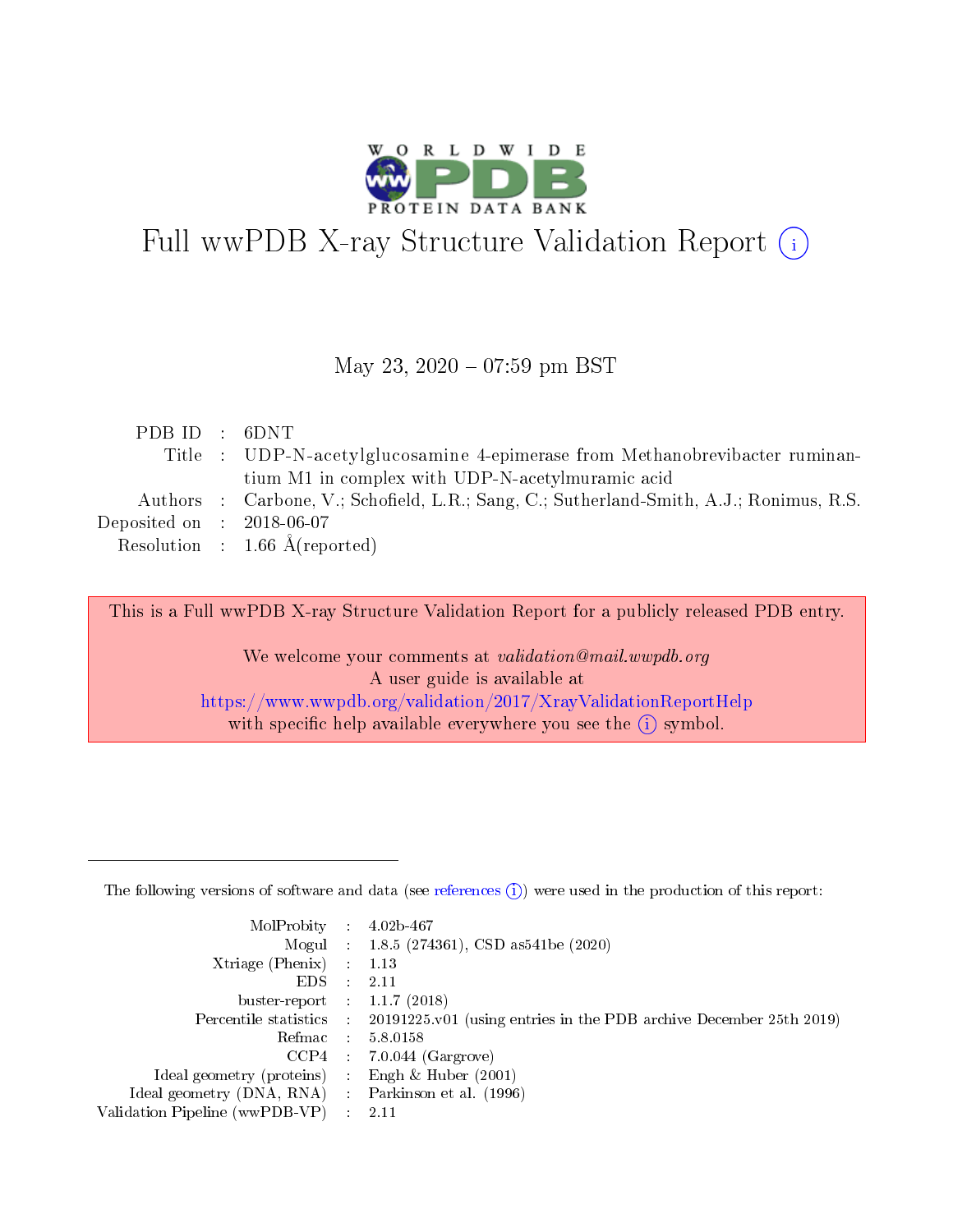# Full wwPDB X-ray Structure Validation Report

May 23, 2020 – 07:59 pm BST

| | | |
|---|---|---|
| PDB ID | : | 6DNT |
| Title | : | UDP-N-acetylglucosamine 4-epimerase from Methanobrevibacter ruminantium M1 in complex with UDP-N-acetylmuramic acid |
| Authors | : | Carbone, V.; Schofield, L.R.; Sang, C.; Sutherland-Smith, A.J.; Ronimus, R.S. |
| Deposited on | : | 2018-06-07 |
| Resolution | : | 1.66 Å(reported) |

This is a Full wwPDB X-ray Structure Validation Report for a publicly released PDB entry.

We welcome your comments at *validation@mail.wwpdb.org*
A user guide is available at
https://www.wwpdb.org/validation/2017/XrayValidationReportHelp
with specific help available everywhere you see the (i) symbol.

The following versions of software and data (see references (i)) were used in the production of this report:

| | | |
|---|---|---|
| MolProbity | : | 4.02b-467 |
| Mogul | : | 1.8.5 (274361), CSD as541be (2020) |
| Xtriage (Phenix) | : | 1.13 |
| EDS | : | 2.11 |
| buster-report | : | 1.1.7 (2018) |
| Percentile statistics | : | 20191225.v01 (using entries in the PDB archive December 25th 2019) |
| Refmac | : | 5.8.0158 |
| CCP4 | : | 7.0.044 (Gargrove) |
| Ideal geometry (proteins) | : | Engh & Huber (2001) |
| Ideal geometry (DNA, RNA) | : | Parkinson et al. (1996) |
| Validation Pipeline (wwPDB-VP) | : | 2.11 |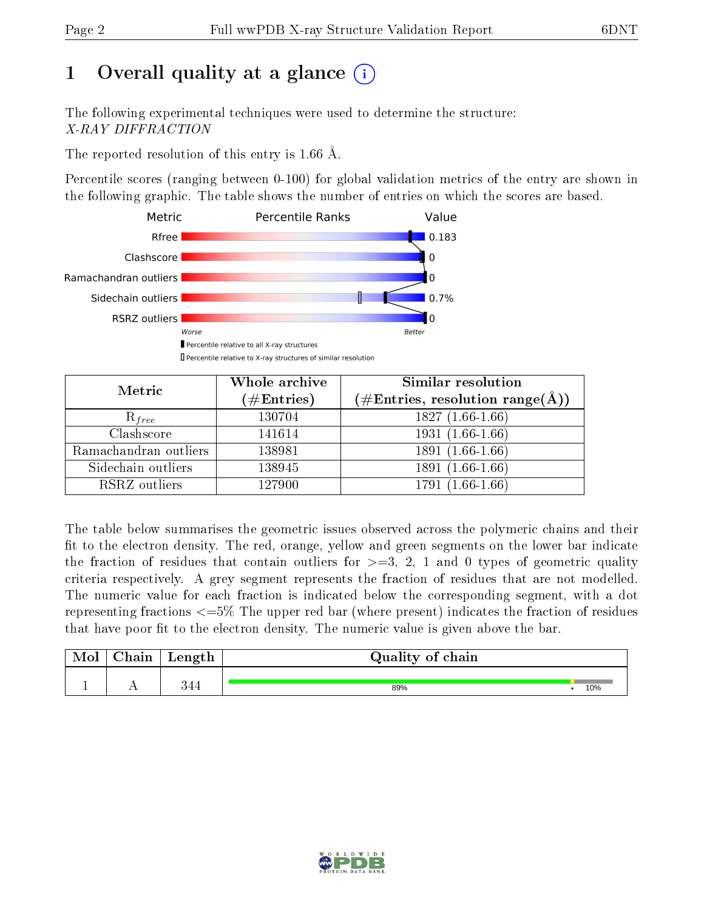# 1 Overall quality at a glance

The following experimental techniques were used to determine the structure:
*X-RAY DIFFRACTION*

The reported resolution of this entry is 1.66 Å.

Percentile scores (ranging between 0-100) for global validation metrics of the entry are shown in the following graphic. The table shows the number of entries on which the scores are based.

Metric
Percentile Ranks
Value
Rfree 0.183
Clashscore 0
Ramachandran outliers 0
Sidechain outliers 0.7%
RSRZ outliers 0
Worse
Better
Percentile relative to all X-ray structures
Percentile relative to X-ray structures of similar resolution

| Metric | Whole archive (#Entries) | Similar resolution (#Entries, resolution range(Å)) |
|---|---|---|
| $R_{free}$ | 130704 | 1827 (1.66-1.66) |
| Clashscore | 141614 | 1931 (1.66-1.66) |
| Ramachandran outliers | 138981 | 1891 (1.66-1.66) |
| Sidechain outliers | 138945 | 1891 (1.66-1.66) |
| RSRZ outliers | 127900 | 1791 (1.66-1.66) |

The table below summarises the geometric issues observed across the polymeric chains and their fit to the electron density. The red, orange, yellow and green segments on the lower bar indicate the fraction of residues that contain outliers for >=3, 2, 1 and 0 types of geometric quality criteria respectively. A grey segment represents the fraction of residues that are not modelled. The numeric value for each fraction is indicated below the corresponding segment, with a dot representing fractions <=5% The upper red bar (where present) indicates the fraction of residues that have poor fit to the electron density. The numeric value is given above the bar.

| Mol | Chain | Length | Quality of chain |
|---|---|---|---|
| 1 | A | 344 | 89% • 10% |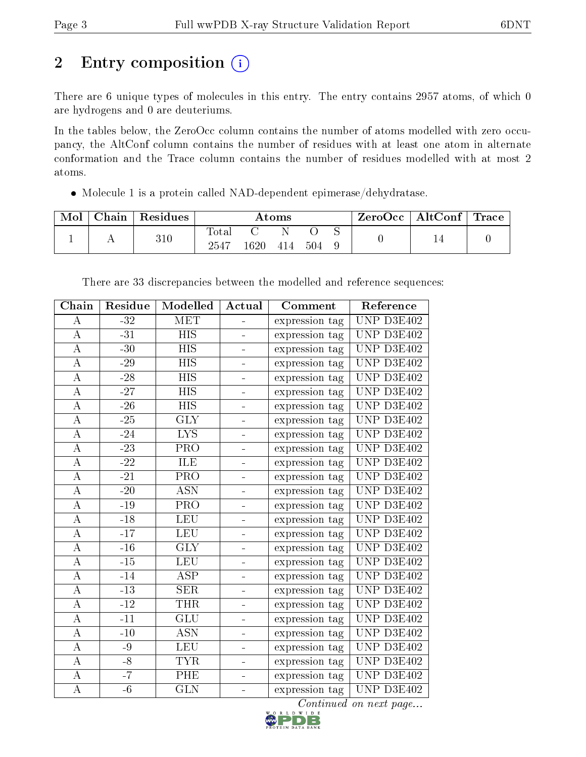# 2 Entry composition (i)

There are 6 unique types of molecules in this entry. The entry contains 2957 atoms, of which 0 are hydrogens and 0 are deuteriums.

In the tables below, the ZeroOcc column contains the number of atoms modelled with zero occupancy, the AltConf column contains the number of residues with at least one atom in alternate conformation and the Trace column contains the number of residues modelled with at most 2 atoms.

- Molecule 1 is a protein called NAD-dependent epimerase/dehydratase.

| Mol | Chain | Residues | Atoms | | | | | ZeroOcc | AltConf | Trace |
|---|---|---|---|---|---|---|---|---|---|---|
| 1 | A | 310 | Total<br>2547 | C<br>1620 | N<br>414 | O<br>504 | S<br>9 | 0 | 14 | 0 |

There are 33 discrepancies between the modelled and reference sequences:

| Chain | Residue | Modelled | Actual | Comment | Reference |
|---|---|---|---|---|---|
| A | -32 | MET | - | expression tag | UNP D3E402 |
| A | -31 | HIS | - | expression tag | UNP D3E402 |
| A | -30 | HIS | - | expression tag | UNP D3E402 |
| A | -29 | HIS | - | expression tag | UNP D3E402 |
| A | -28 | HIS | - | expression tag | UNP D3E402 |
| A | -27 | HIS | - | expression tag | UNP D3E402 |
| A | -26 | HIS | - | expression tag | UNP D3E402 |
| A | -25 | GLY | - | expression tag | UNP D3E402 |
| A | -24 | LYS | - | expression tag | UNP D3E402 |
| A | -23 | PRO | - | expression tag | UNP D3E402 |
| A | -22 | ILE | - | expression tag | UNP D3E402 |
| A | -21 | PRO | - | expression tag | UNP D3E402 |
| A | -20 | ASN | - | expression tag | UNP D3E402 |
| A | -19 | PRO | - | expression tag | UNP D3E402 |
| A | -18 | LEU | - | expression tag | UNP D3E402 |
| A | -17 | LEU | - | expression tag | UNP D3E402 |
| A | -16 | GLY | - | expression tag | UNP D3E402 |
| A | -15 | LEU | - | expression tag | UNP D3E402 |
| A | -14 | ASP | - | expression tag | UNP D3E402 |
| A | -13 | SER | - | expression tag | UNP D3E402 |
| A | -12 | THR | - | expression tag | UNP D3E402 |
| A | -11 | GLU | - | expression tag | UNP D3E402 |
| A | -10 | ASN | - | expression tag | UNP D3E402 |
| A | -9 | LEU | - | expression tag | UNP D3E402 |
| A | -8 | TYR | - | expression tag | UNP D3E402 |
| A | -7 | PHE | - | expression tag | UNP D3E402 |
| A | -6 | GLN | - | expression tag | UNP D3E402 |

*Continued on next page...*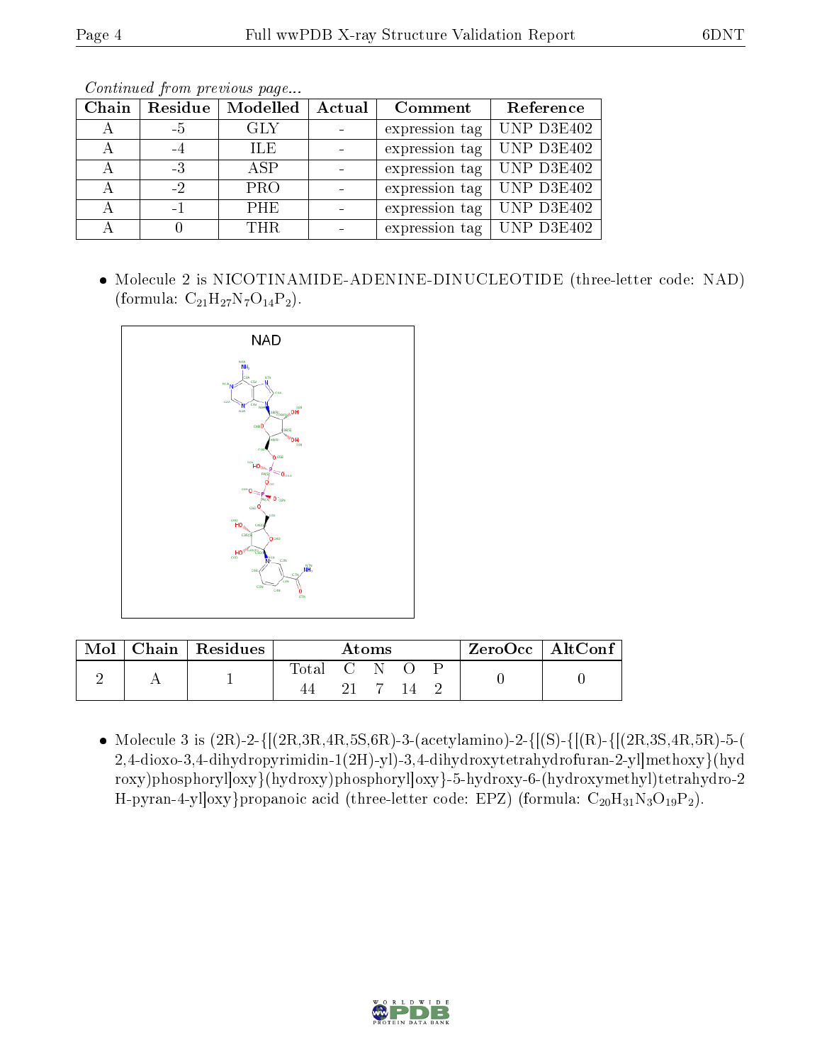*Continued from previous page...*

| Chain | Residue | Modelled | Actual | Comment | Reference |
|---|---|---|---|---|---|
| A | -5 | GLY | - | expression tag | UNP D3E402 |
| A | -4 | ILE | - | expression tag | UNP D3E402 |
| A | -3 | ASP | - | expression tag | UNP D3E402 |
| A | -2 | PRO | - | expression tag | UNP D3E402 |
| A | -1 | PHE | - | expression tag | UNP D3E402 |
| A | 0 | THR | - | expression tag | UNP D3E402 |

- Molecule 2 is NICOTINAMIDE-ADENINE-DINUCLEOTIDE (three-letter code: NAD) (formula: $C_{21}H_{27}N_{7}O_{14}P_{2}$).

NAD

| Mol | Chain | Residues | Atoms | | | | | ZeroOcc | AltConf |
|---|---|---|---|---|---|---|---|---|---|
| | | | Total | C | N | O | P | | |
| 2 | A | 1 | 44 | 21 | 7 | 14 | 2 | 0 | 0 |

- Molecule 3 is (2R)-2-{[(2R,3R,4R,5S,6R)-3-(acetylamino)-2-{[(S)-{[(R)-{[(2R,3S,4R,5R)-5-(2,4-dioxo-3,4-dihydropyrimidin-1(2H)-yl)-3,4-dihydroxytetrahydrofuran-2-yl]methoxy}(hydroxy)phosphoryl]oxy}(hydroxy)phosphoryl]oxy}-5-hydroxy-6-(hydroxymethyl)tetrahydro-2H-pyran-4-yl]oxy}propanoic acid (three-letter code: EPZ) (formula: $C_{20}H_{31}N_{3}O_{19}P_{2}$).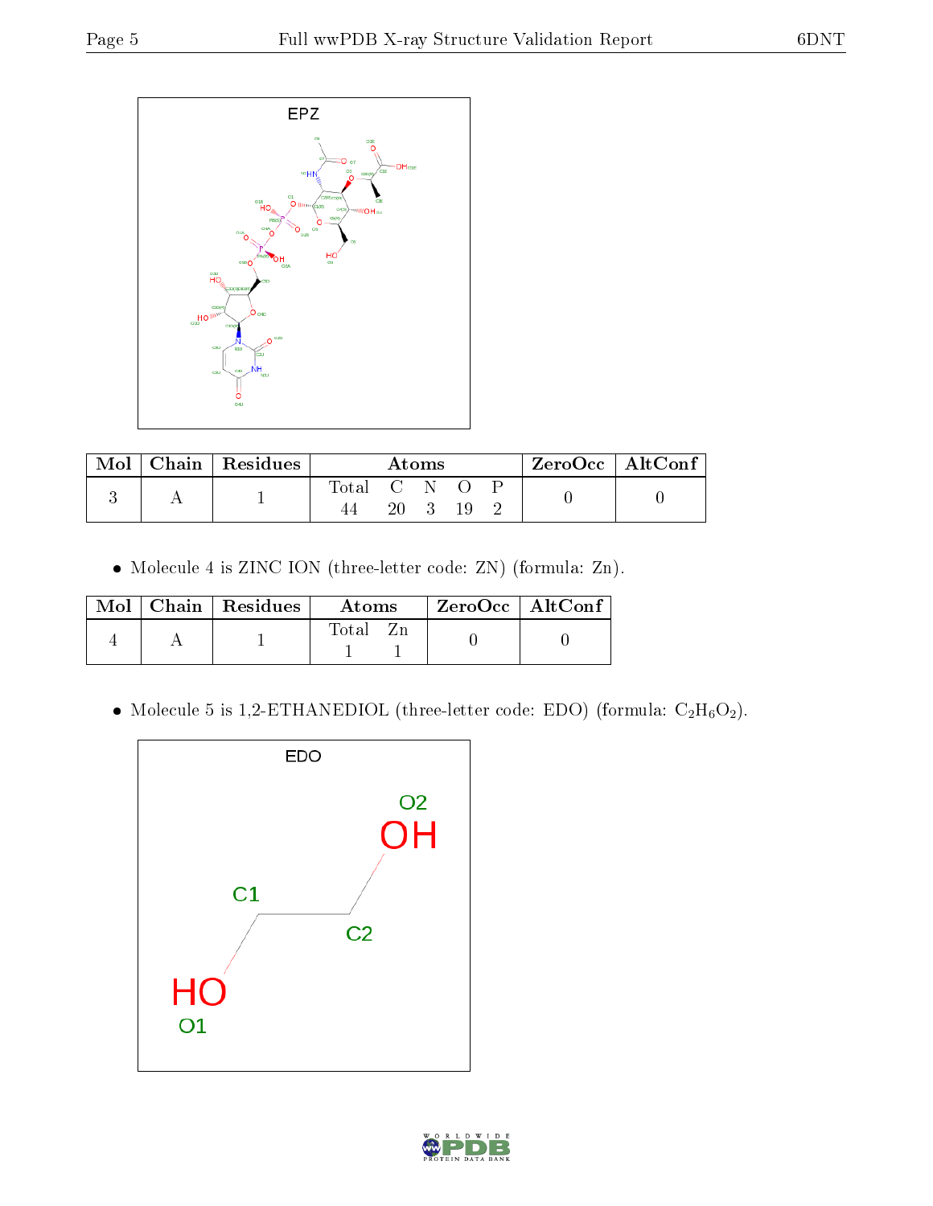EPZ

| Mol | Chain | Residues | Atoms | | | | | ZeroOcc | AltConf |
|---|---|---|---|---|---|---|---|---|---|
| | | | Total | C | N | O | P | | |
| 3 | A | 1 | 44 | 20 | 3 | 19 | 2 | 0 | 0 |

- Molecule 4 is ZINC ION (three-letter code: ZN) (formula: Zn).

| Mol | Chain | Residues | Atoms | | ZeroOcc | AltConf |
|---|---|---|---|---|---|---|
| | | | Total | Zn | | |
| 4 | A | 1 | 1 | 1 | 0 | 0 |

- Molecule 5 is 1,2-ETHANEDIOL (three-letter code: EDO) (formula: $C_2H_6O_2$).

EDO

O2
OH
C1
C2
HO
O1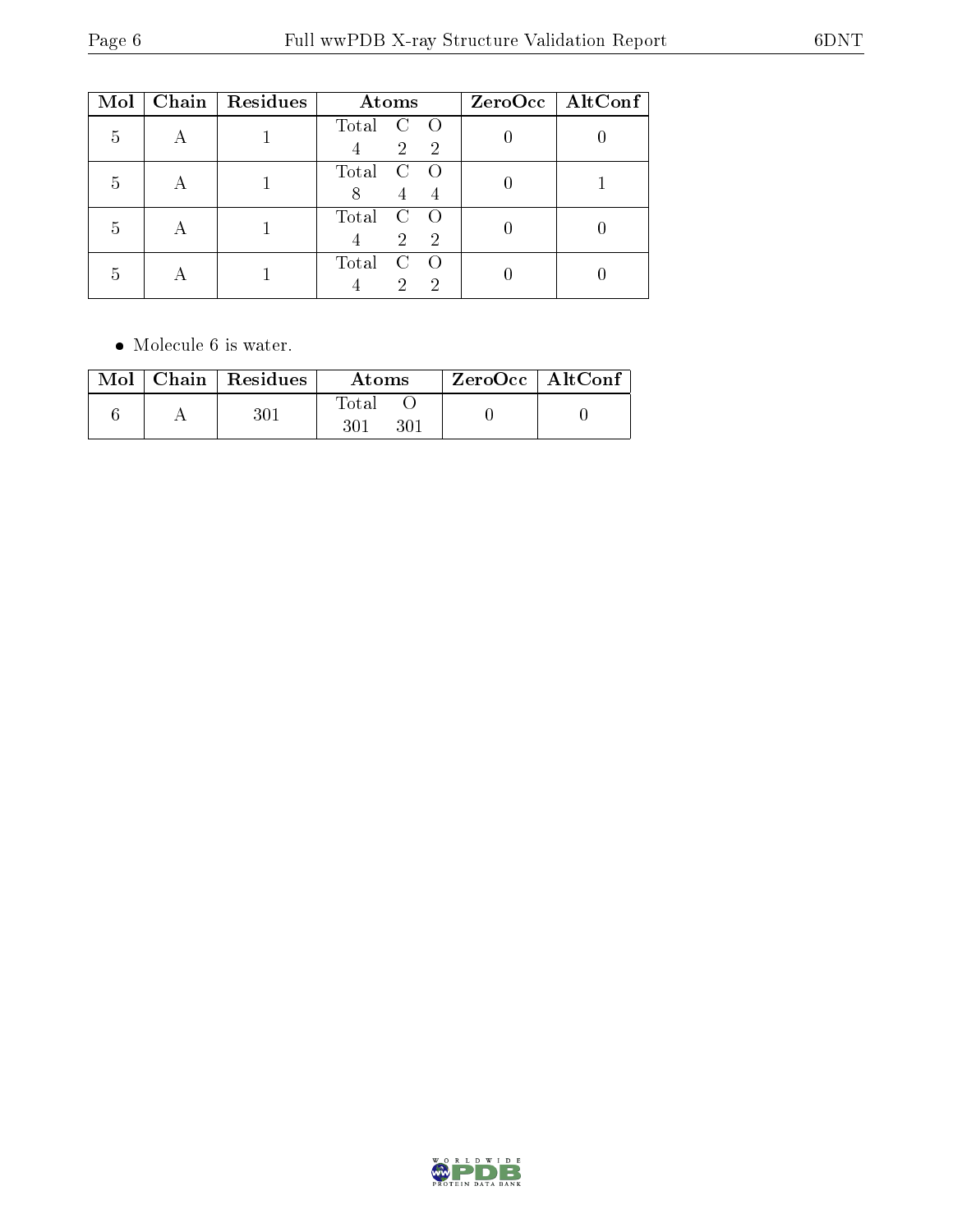| Mol | Chain | Residues | Atoms | | | ZeroOcc | AltConf |
|---|---|---|---|---|---|---|---|
| 5 | A | 1 | Total<br>4 | C<br>2 | O<br>2 | 0 | 0 |
| 5 | A | 1 | Total<br>8 | C<br>4 | O<br>4 | 0 | 1 |
| 5 | A | 1 | Total<br>4 | C<br>2 | O<br>2 | 0 | 0 |
| 5 | A | 1 | Total<br>4 | C<br>2 | O<br>2 | 0 | 0 |

- Molecule 6 is water.

| Mol | Chain | Residues | Atoms | | ZeroOcc | AltConf |
|---|---|---|---|---|---|---|
| 6 | A | 301 | Total<br>301 | O<br>301 | 0 | 0 |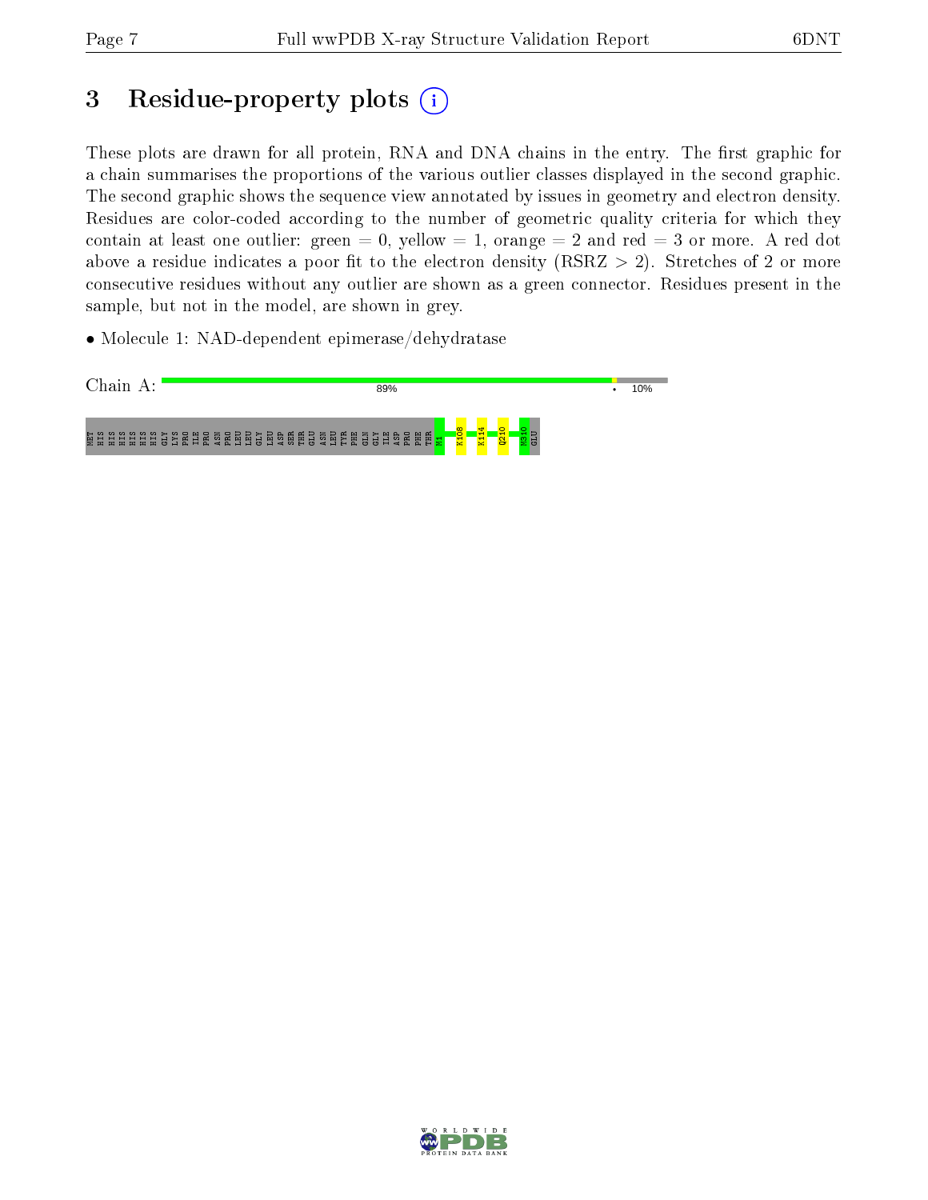# 3 Residue-property plots

These plots are drawn for all protein, RNA and DNA chains in the entry. The first graphic for a chain summarises the proportions of the various outlier classes displayed in the second graphic. The second graphic shows the sequence view annotated by issues in geometry and electron density. Residues are color-coded according to the number of geometric quality criteria for which they contain at least one outlier: green = 0, yellow = 1, orange = 2 and red = 3 or more. A red dot above a residue indicates a poor fit to the electron density (RSRZ > 2). Stretches of 2 or more consecutive residues without any outlier are shown as a green connector. Residues present in the sample, but not in the model, are shown in grey.

- Molecule 1: NAD-dependent epimerase/dehydratase

Chain A:

89%

•

10%

MET HIS HIS HIS HIS HIS HIS GLY LYS PRO ILE PRO ASN PRO LEU LEU GLY LEU ASP SER THR GLU ASN LEU TYR PHE GLN GLY ILE ASP PRO PHE THR M1 K108 K114 Q210 M310 GLU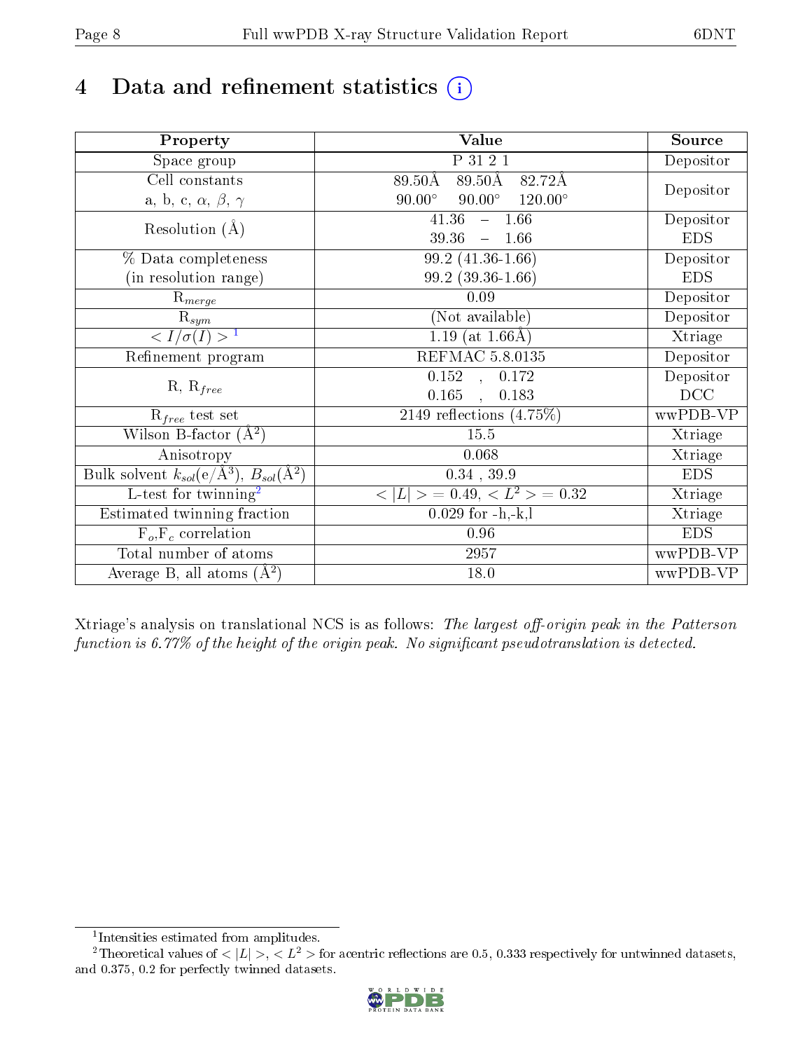# 4 Data and refinement statistics (i)

| Property | Value | Source |
|---|---|---|
| Space group | P 31 2 1 | Depositor |
| Cell constants<br>a, b, c, $\alpha$, $\beta$, $\gamma$ | 89.50Å 89.50Å 82.72Å<br>90.00° 90.00° 120.00° | Depositor |
| Resolution (Å) | 41.36 – 1.66<br>39.36 – 1.66 | Depositor<br>EDS |
| % Data completeness<br>(in resolution range) | 99.2 (41.36-1.66)<br>99.2 (39.36-1.66) | Depositor<br>EDS |
| $R_{merge}$ | 0.09 | Depositor |
| $R_{sym}$ | (Not available) | Depositor |
| $< I/\sigma(I) >$ [1] | 1.19 (at 1.66Å) | Xtriage |
| Refinement program | REFMAC 5.8.0135 | Depositor |
| R, $R_{free}$ | 0.152 , 0.172<br>0.165 , 0.183 | Depositor<br>DCC |
| $R_{free}$ test set | 2149 reflections (4.75%) | wwPDB-VP |
| Wilson B-factor (Å$^2$) | 15.5 | Xtriage |
| Anisotropy | 0.068 | Xtriage |
| Bulk solvent $k_{sol}$(e/Å$^3$), $B_{sol}$(Å$^2$) | 0.34 , 39.9 | EDS |
| L-test for twinning[2] | $< \|L\| >$ = 0.49, $< L^2 >$ = 0.32 | Xtriage |
| Estimated twinning fraction | 0.029 for -h,-k,l | Xtriage |
| $F_o$,$F_c$ correlation | 0.96 | EDS |
| Total number of atoms | 2957 | wwPDB-VP |
| Average B, all atoms (Å$^2$) | 18.0 | wwPDB-VP |

Xtriage's analysis on translational NCS is as follows: *The largest off-origin peak in the Patterson function is 6.77% of the height of the origin peak. No significant pseudotranslation is detected.*

[1] Intensities estimated from amplitudes.

[2] Theoretical values of $< |L| >$, $< L^2 >$ for acentric reflections are 0.5, 0.333 respectively for untwinned datasets, and 0.375, 0.2 for perfectly twinned datasets.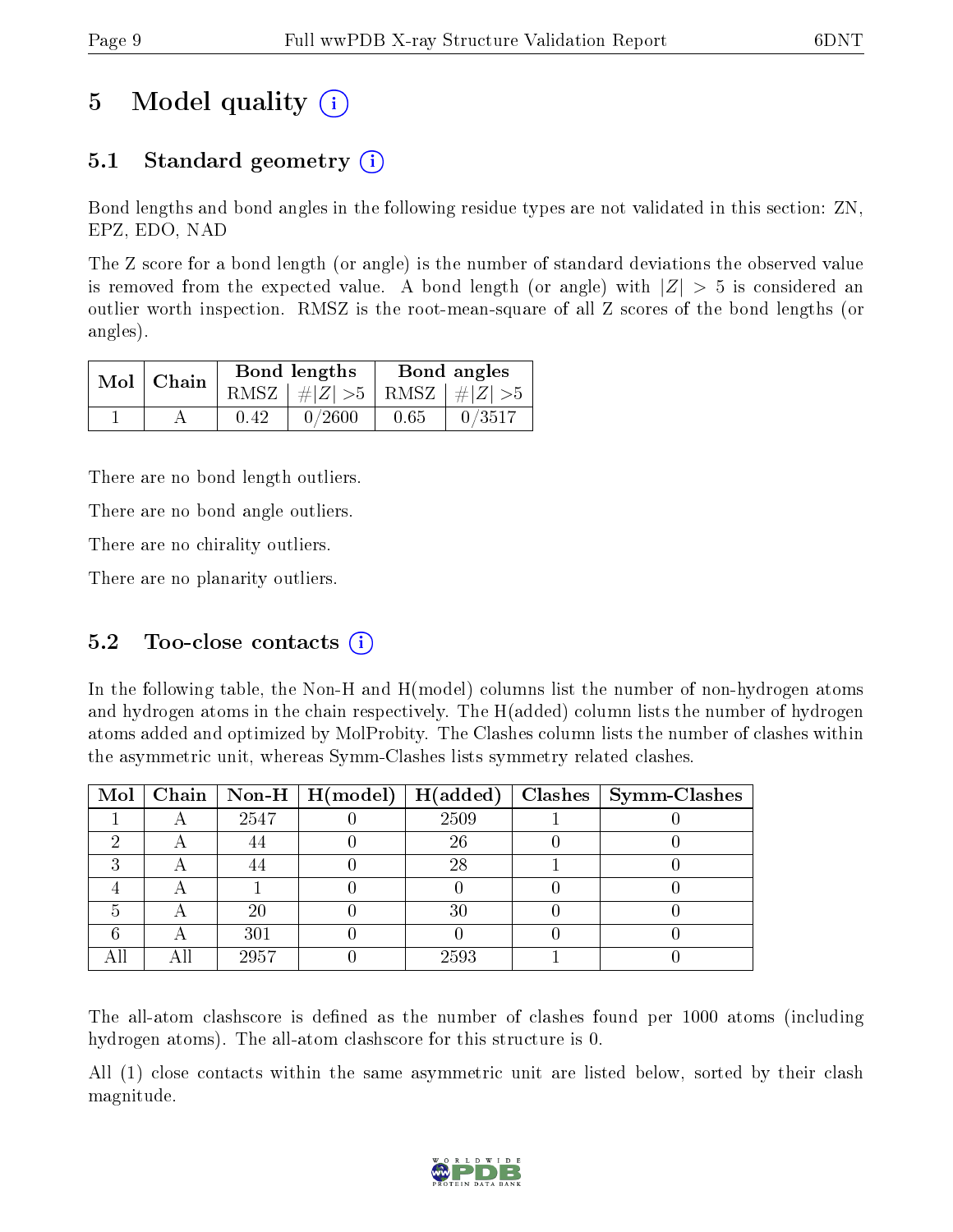# 5 Model quality (i)

## 5.1 Standard geometry (i)

Bond lengths and bond angles in the following residue types are not validated in this section: ZN, EPZ, EDO, NAD

The Z score for a bond length (or angle) is the number of standard deviations the observed value is removed from the expected value. A bond length (or angle) with $|Z| > 5$ is considered an outlier worth inspection. RMSZ is the root-mean-square of all Z scores of the bond lengths (or angles).

| Mol | Chain | Bond lengths | | Bond angles | |
|---|---|---|---|---|---|
| | | RMSZ | #$\|Z\|$ >5 | RMSZ | #$\|Z\|$ >5 |
| 1 | A | 0.42 | 0/2600 | 0.65 | 0/3517 |

There are no bond length outliers.

There are no bond angle outliers.

There are no chirality outliers.

There are no planarity outliers.

## 5.2 Too-close contacts (i)

In the following table, the Non-H and H(model) columns list the number of non-hydrogen atoms and hydrogen atoms in the chain respectively. The H(added) column lists the number of hydrogen atoms added and optimized by MolProbity. The Clashes column lists the number of clashes within the asymmetric unit, whereas Symm-Clashes lists symmetry related clashes.

| Mol | Chain | Non-H | H(model) | H(added) | Clashes | Symm-Clashes |
|---|---|---|---|---|---|---|
| 1 | A | 2547 | 0 | 2509 | 1 | 0 |
| 2 | A | 44 | 0 | 26 | 0 | 0 |
| 3 | A | 44 | 0 | 28 | 1 | 0 |
| 4 | A | 1 | 0 | 0 | 0 | 0 |
| 5 | A | 20 | 0 | 30 | 0 | 0 |
| 6 | A | 301 | 0 | 0 | 0 | 0 |
| All | All | 2957 | 0 | 2593 | 1 | 0 |

The all-atom clashscore is defined as the number of clashes found per 1000 atoms (including hydrogen atoms). The all-atom clashscore for this structure is 0.

All (1) close contacts within the same asymmetric unit are listed below, sorted by their clash magnitude.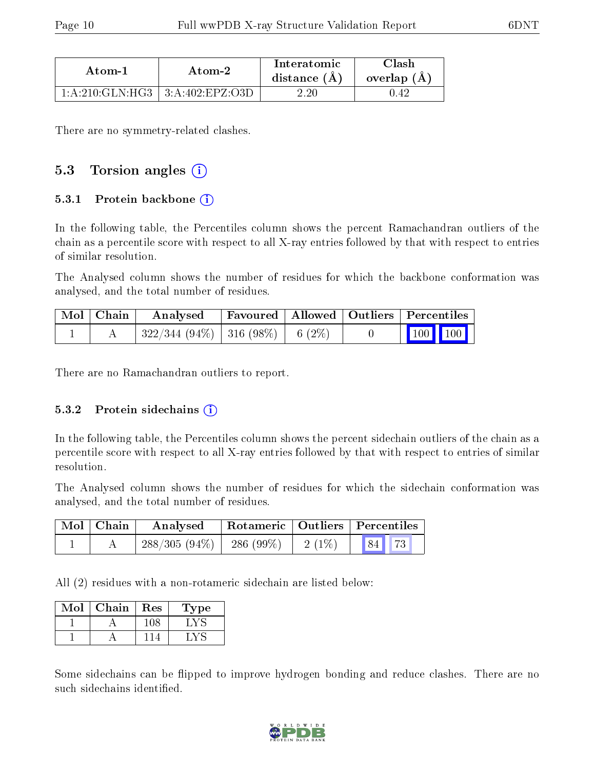| Atom-1 | Atom-2 | Interatomic distance (Å) | Clash overlap (Å) |
|---|---|---|---|
| 1:A:210:GLN:HG3 | 3:A:402:EPZ:O3D | 2.20 | 0.42 |

There are no symmetry-related clashes.

## 5.3 Torsion angles

### 5.3.1 Protein backbone

In the following table, the Percentiles column shows the percent Ramachandran outliers of the chain as a percentile score with respect to all X-ray entries followed by that with respect to entries of similar resolution.

The Analysed column shows the number of residues for which the backbone conformation was analysed, and the total number of residues.

| Mol | Chain | Analysed | Favoured | Allowed | Outliers | Percentiles | |
|---|---|---|---|---|---|---|---|
| 1 | A | 322/344 (94%) | 316 (98%) | 6 (2%) | 0 | 100 | 100 |

There are no Ramachandran outliers to report.

### 5.3.2 Protein sidechains

In the following table, the Percentiles column shows the percent sidechain outliers of the chain as a percentile score with respect to all X-ray entries followed by that with respect to entries of similar resolution.

The Analysed column shows the number of residues for which the sidechain conformation was analysed, and the total number of residues.

| Mol | Chain | Analysed | Rotameric | Outliers | Percentiles | |
|---|---|---|---|---|---|---|
| 1 | A | 288/305 (94%) | 286 (99%) | 2 (1%) | 84 | 73 |

All (2) residues with a non-rotameric sidechain are listed below:

| Mol | Chain | Res | Type |
|---|---|---|---|
| 1 | A | 108 | LYS |
| 1 | A | 114 | LYS |

Some sidechains can be flipped to improve hydrogen bonding and reduce clashes. There are no such sidechains identified.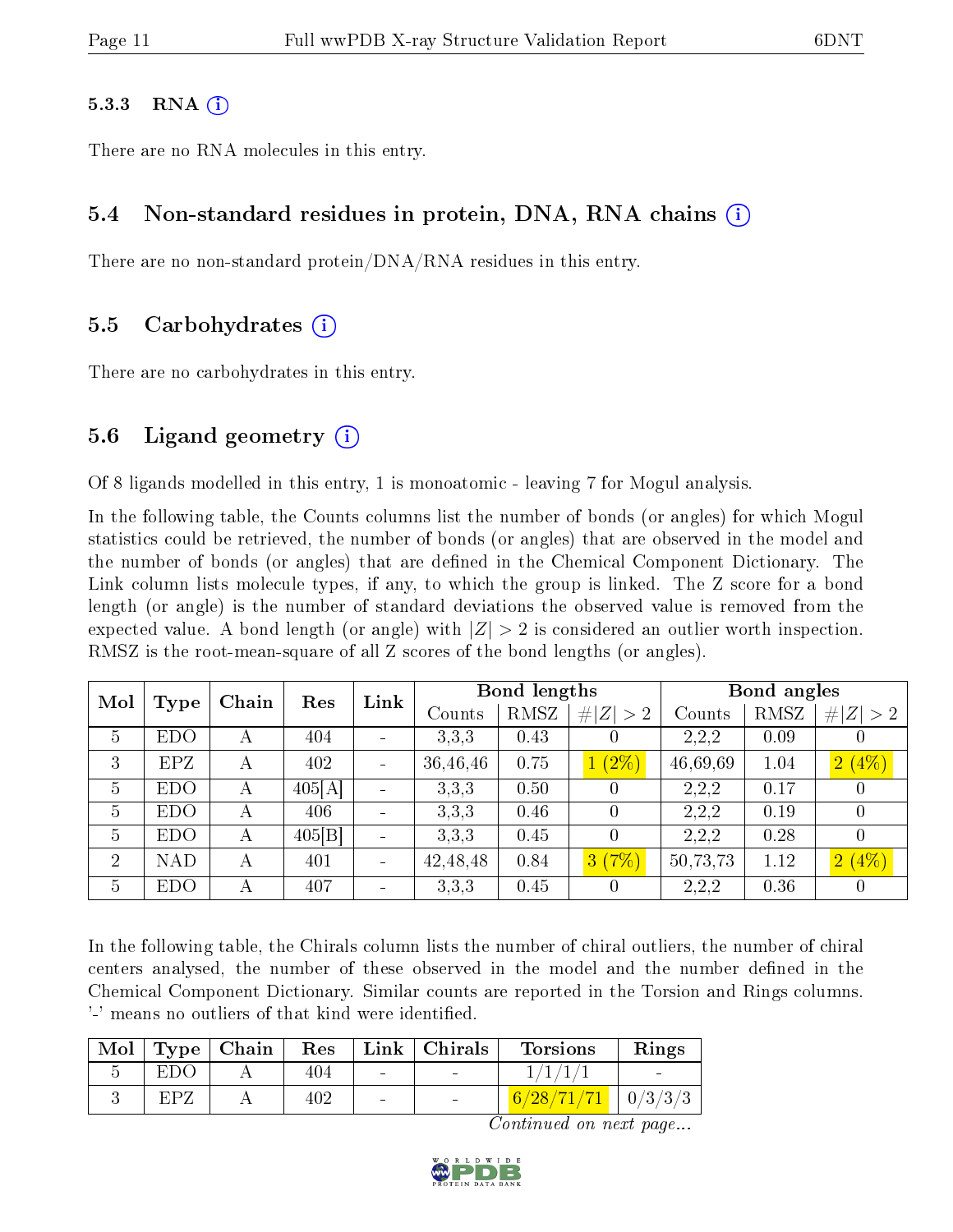### 5.3.3 RNA

There are no RNA molecules in this entry.

## 5.4 Non-standard residues in protein, DNA, RNA chains

There are no non-standard protein/DNA/RNA residues in this entry.

## 5.5 Carbohydrates

There are no carbohydrates in this entry.

## 5.6 Ligand geometry

Of 8 ligands modelled in this entry, 1 is monoatomic - leaving 7 for Mogul analysis.

In the following table, the Counts columns list the number of bonds (or angles) for which Mogul statistics could be retrieved, the number of bonds (or angles) that are observed in the model and the number of bonds (or angles) that are defined in the Chemical Component Dictionary. The Link column lists molecule types, if any, to which the group is linked. The Z score for a bond length (or angle) is the number of standard deviations the observed value is removed from the expected value. A bond length (or angle) with $|Z| > 2$ is considered an outlier worth inspection. RMSZ is the root-mean-square of all Z scores of the bond lengths (or angles).

| Mol | Type | Chain | Res | Link | Bond lengths | | | Bond angles | | |
|---|---|---|---|---|---|---|---|---|---|---|
| | | | | | Counts | RMSZ | $\#\|Z\| > 2$ | Counts | RMSZ | $\#\|Z\| > 2$ |
| 5 | EDO | A | 404 | - | 3,3,3 | 0.43 | 0 | 2,2,2 | 0.09 | 0 |
| 3 | EPZ | A | 402 | - | 36,46,46 | 0.75 | 1 (2%) | 46,69,69 | 1.04 | 2 (4%) |
| 5 | EDO | A | 405[A] | - | 3,3,3 | 0.50 | 0 | 2,2,2 | 0.17 | 0 |
| 5 | EDO | A | 406 | - | 3,3,3 | 0.46 | 0 | 2,2,2 | 0.19 | 0 |
| 5 | EDO | A | 405[B] | - | 3,3,3 | 0.45 | 0 | 2,2,2 | 0.28 | 0 |
| 2 | NAD | A | 401 | - | 42,48,48 | 0.84 | 3 (7%) | 50,73,73 | 1.12 | 2 (4%) |
| 5 | EDO | A | 407 | - | 3,3,3 | 0.45 | 0 | 2,2,2 | 0.36 | 0 |

In the following table, the Chirals column lists the number of chiral outliers, the number of chiral centers analysed, the number of these observed in the model and the number defined in the Chemical Component Dictionary. Similar counts are reported in the Torsion and Rings columns. '-' means no outliers of that kind were identified.

| Mol | Type | Chain | Res | Link | Chirals | Torsions | Rings |
|---|---|---|---|---|---|---|---|
| 5 | EDO | A | 404 | - | - | 1/1/1/1 | - |
| 3 | EPZ | A | 402 | - | - | 6/28/71/71 | 0/3/3/3 |

*Continued on next page...*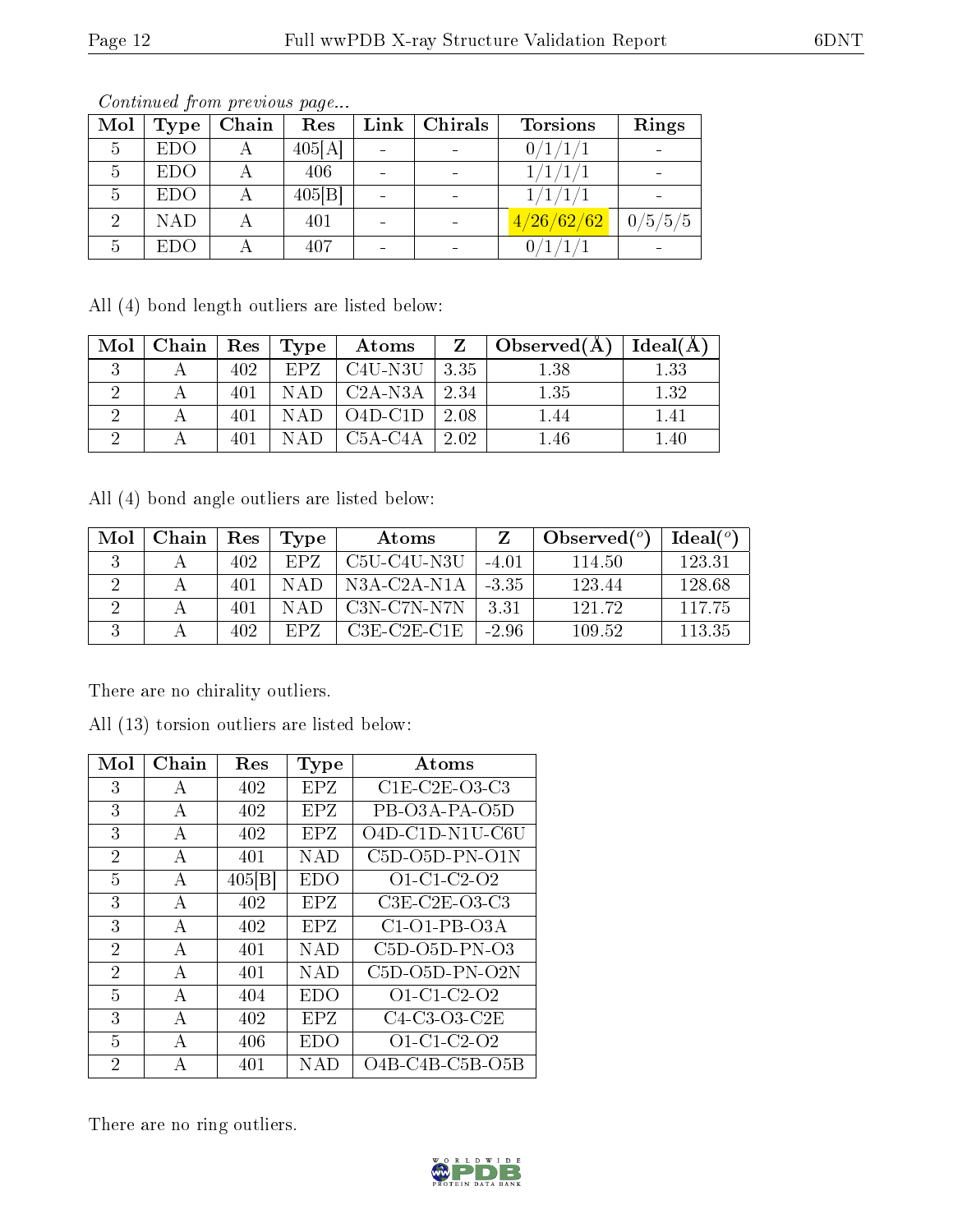*Continued from previous page...*

| Mol | Type | Chain | Res | Link | Chirals | Torsions | Rings |
|---|---|---|---|---|---|---|---|
| 5 | EDO | A | 405[A] | - | - | 0/1/1/1 | - |
| 5 | EDO | A | 406 | - | - | 1/1/1/1 | - |
| 5 | EDO | A | 405[B] | - | - | 1/1/1/1 | - |
| 2 | NAD | A | 401 | - | - | 4/26/62/62 | 0/5/5/5 |
| 5 | EDO | A | 407 | - | - | 0/1/1/1 | - |

All (4) bond length outliers are listed below:

| Mol | Chain | Res | Type | Atoms | Z | Observed(Å) | Ideal(Å) |
|---|---|---|---|---|---|---|---|
| 3 | A | 402 | EPZ | C4U-N3U | 3.35 | 1.38 | 1.33 |
| 2 | A | 401 | NAD | C2A-N3A | 2.34 | 1.35 | 1.32 |
| 2 | A | 401 | NAD | O4D-C1D | 2.08 | 1.44 | 1.41 |
| 2 | A | 401 | NAD | C5A-C4A | 2.02 | 1.46 | 1.40 |

All (4) bond angle outliers are listed below:

| Mol | Chain | Res | Type | Atoms | Z | Observed(°) | Ideal(°) |
|---|---|---|---|---|---|---|---|
| 3 | A | 402 | EPZ | C5U-C4U-N3U | -4.01 | 114.50 | 123.31 |
| 2 | A | 401 | NAD | N3A-C2A-N1A | -3.35 | 123.44 | 128.68 |
| 2 | A | 401 | NAD | C3N-C7N-N7N | 3.31 | 121.72 | 117.75 |
| 3 | A | 402 | EPZ | C3E-C2E-C1E | -2.96 | 109.52 | 113.35 |

There are no chirality outliers.

All (13) torsion outliers are listed below:

| Mol | Chain | Res | Type | Atoms |
|---|---|---|---|---|
| 3 | A | 402 | EPZ | C1E-C2E-O3-C3 |
| 3 | A | 402 | EPZ | PB-O3A-PA-O5D |
| 3 | A | 402 | EPZ | O4D-C1D-N1U-C6U |
| 2 | A | 401 | NAD | C5D-O5D-PN-O1N |
| 5 | A | 405[B] | EDO | O1-C1-C2-O2 |
| 3 | A | 402 | EPZ | C3E-C2E-O3-C3 |
| 3 | A | 402 | EPZ | C1-O1-PB-O3A |
| 2 | A | 401 | NAD | C5D-O5D-PN-O3 |
| 2 | A | 401 | NAD | C5D-O5D-PN-O2N |
| 5 | A | 404 | EDO | O1-C1-C2-O2 |
| 3 | A | 402 | EPZ | C4-C3-O3-C2E |
| 5 | A | 406 | EDO | O1-C1-C2-O2 |
| 2 | A | 401 | NAD | O4B-C4B-C5B-O5B |

There are no ring outliers.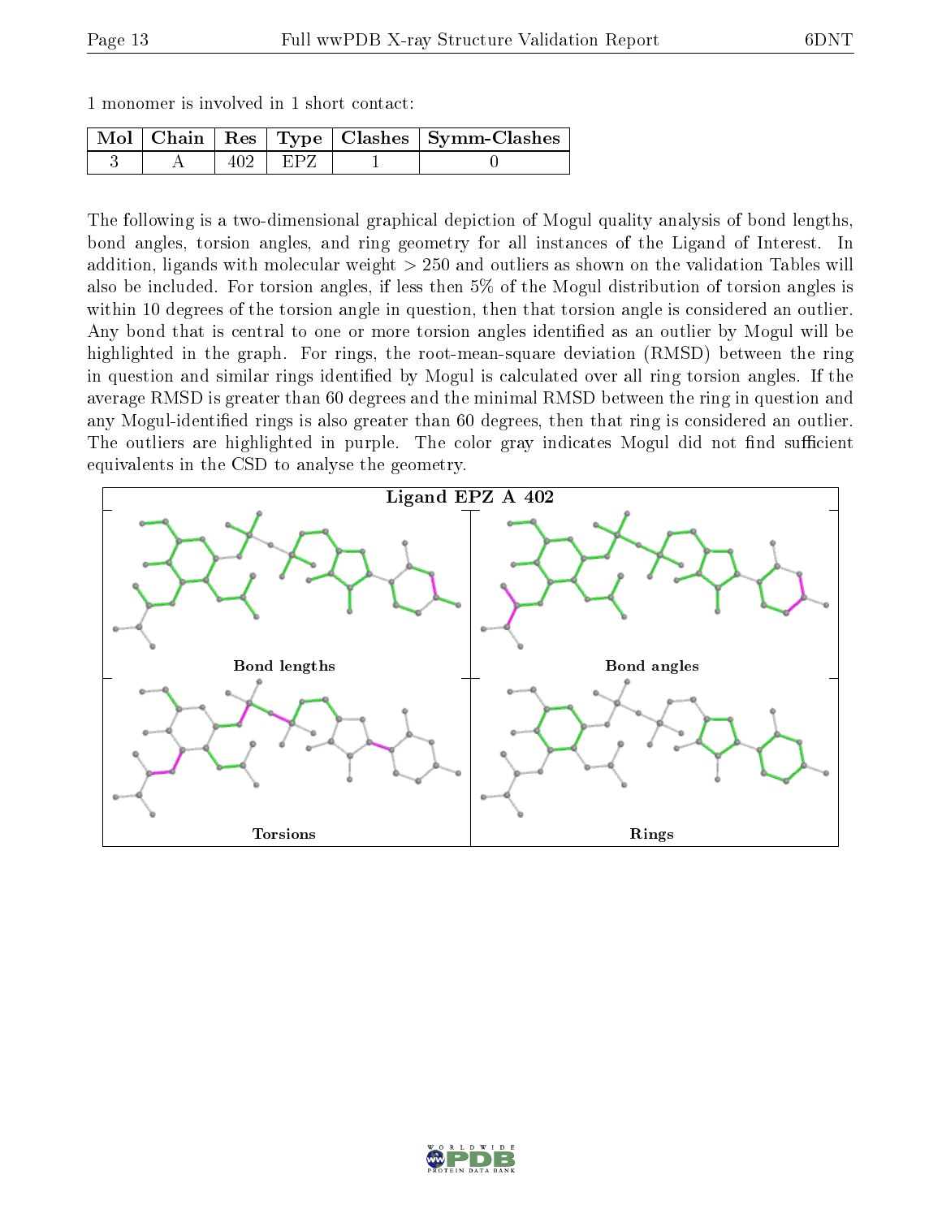1 monomer is involved in 1 short contact:

| Mol | Chain | Res | Type | Clashes | Symm-Clashes |
|---|---|---|---|---|---|
| 3 | A | 402 | EPZ | 1 | 0 |

The following is a two-dimensional graphical depiction of Mogul quality analysis of bond lengths, bond angles, torsion angles, and ring geometry for all instances of the Ligand of Interest. In addition, ligands with molecular weight > 250 and outliers as shown on the validation Tables will also be included. For torsion angles, if less then 5% of the Mogul distribution of torsion angles is within 10 degrees of the torsion angle in question, then that torsion angle is considered an outlier. Any bond that is central to one or more torsion angles identified as an outlier by Mogul will be highlighted in the graph. For rings, the root-mean-square deviation (RMSD) between the ring in question and similar rings identified by Mogul is calculated over all ring torsion angles. If the average RMSD is greater than 60 degrees and the minimal RMSD between the ring in question and any Mogul-identified rings is also greater than 60 degrees, then that ring is considered an outlier. The outliers are highlighted in purple. The color gray indicates Mogul did not find sufficient equivalents in the CSD to analyse the geometry.

Ligand EPZ A 402

Bond lengths

Bond angles

Torsions

Rings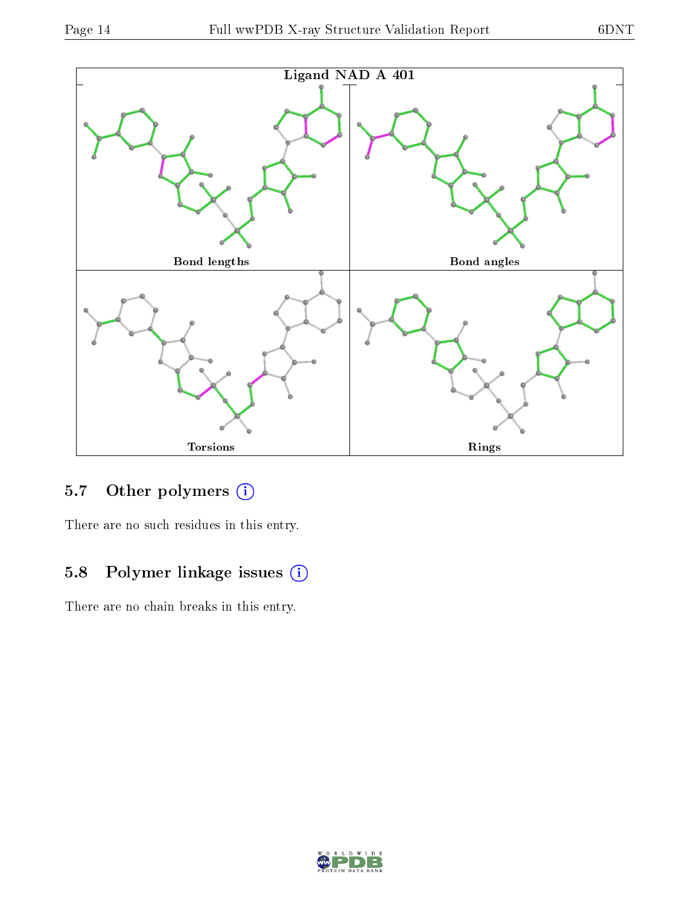Ligand NAD A 401

Bond lengths

Bond angles

Torsions

Rings

### 5.7 Other polymers

There are no such residues in this entry.

### 5.8 Polymer linkage issues

There are no chain breaks in this entry.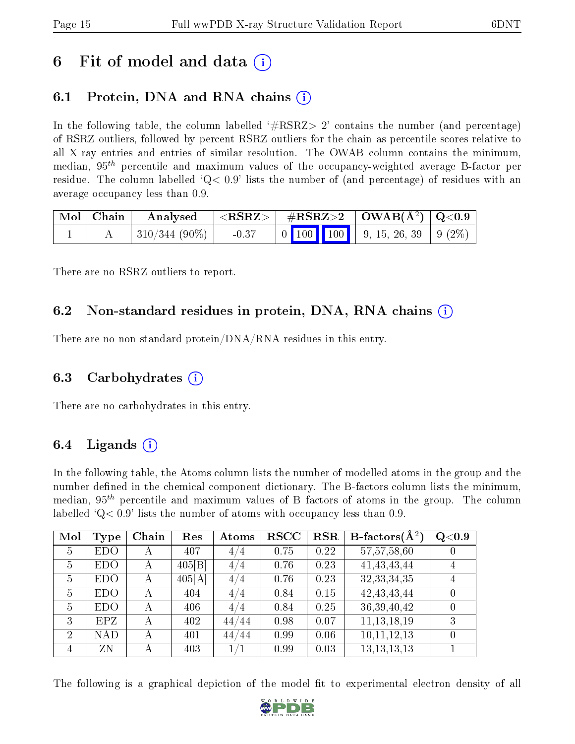# 6 Fit of model and data (i)

## 6.1 Protein, DNA and RNA chains (i)

In the following table, the column labelled '#RSRZ> 2' contains the number (and percentage) of RSRZ outliers, followed by percent RSRZ outliers for the chain as percentile scores relative to all X-ray entries and entries of similar resolution. The OWAB column contains the minimum, median, $95^{th}$ percentile and maximum values of the occupancy-weighted average B-factor per residue. The column labelled 'Q< 0.9' lists the number of (and percentage) of residues with an average occupancy less than 0.9.

| Mol | Chain | Analysed | <RSRZ> | #RSRZ>2 | OWAB(Å$^2$) | Q<0.9 |
|---|---|---|---|---|---|---|
| 1 | A | 310/344 (90%) | -0.37 | 0 100 100 | 9, 15, 26, 39 | 9 (2%) |

There are no RSRZ outliers to report.

## 6.2 Non-standard residues in protein, DNA, RNA chains (i)

There are no non-standard protein/DNA/RNA residues in this entry.

## 6.3 Carbohydrates (i)

There are no carbohydrates in this entry.

## 6.4 Ligands (i)

In the following table, the Atoms column lists the number of modelled atoms in the group and the number defined in the chemical component dictionary. The B-factors column lists the minimum, median, $95^{th}$ percentile and maximum values of B factors of atoms in the group. The column labelled 'Q< 0.9' lists the number of atoms with occupancy less than 0.9.

| Mol | Type | Chain | Res | Atoms | RSCC | RSR | B-factors(Å$^2$) | Q<0.9 |
|---|---|---|---|---|---|---|---|---|
| 5 | EDO | A | 407 | 4/4 | 0.75 | 0.22 | 57,57,58,60 | 0 |
| 5 | EDO | A | 405[B] | 4/4 | 0.76 | 0.23 | 41,43,43,44 | 4 |
| 5 | EDO | A | 405[A] | 4/4 | 0.76 | 0.23 | 32,33,34,35 | 4 |
| 5 | EDO | A | 404 | 4/4 | 0.84 | 0.15 | 42,43,43,44 | 0 |
| 5 | EDO | A | 406 | 4/4 | 0.84 | 0.25 | 36,39,40,42 | 0 |
| 3 | EPZ | A | 402 | 44/44 | 0.98 | 0.07 | 11,13,18,19 | 3 |
| 2 | NAD | A | 401 | 44/44 | 0.99 | 0.06 | 10,11,12,13 | 0 |
| 4 | ZN | A | 403 | 1/1 | 0.99 | 0.03 | 13,13,13,13 | 1 |

The following is a graphical depiction of the model fit to experimental electron density of all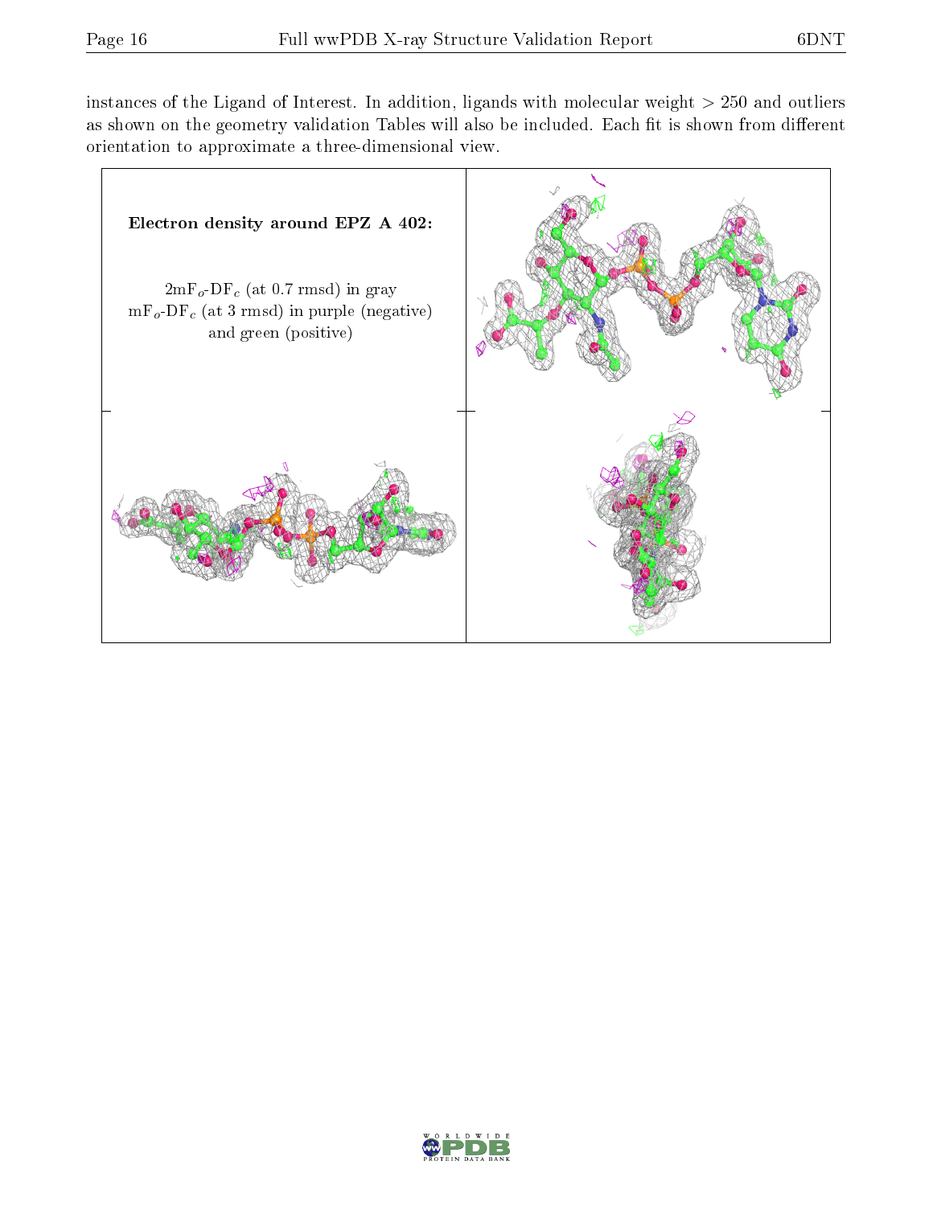instances of the Ligand of Interest. In addition, ligands with molecular weight > 250 and outliers as shown on the geometry validation Tables will also be included. Each fit is shown from different orientation to approximate a three-dimensional view.

**Electron density around EPZ A 402:**

$2mF_o$-$DF_c$ (at 0.7 rmsd) in gray
$mF_o$-$DF_c$ (at 3 rmsd) in purple (negative)
and green (positive)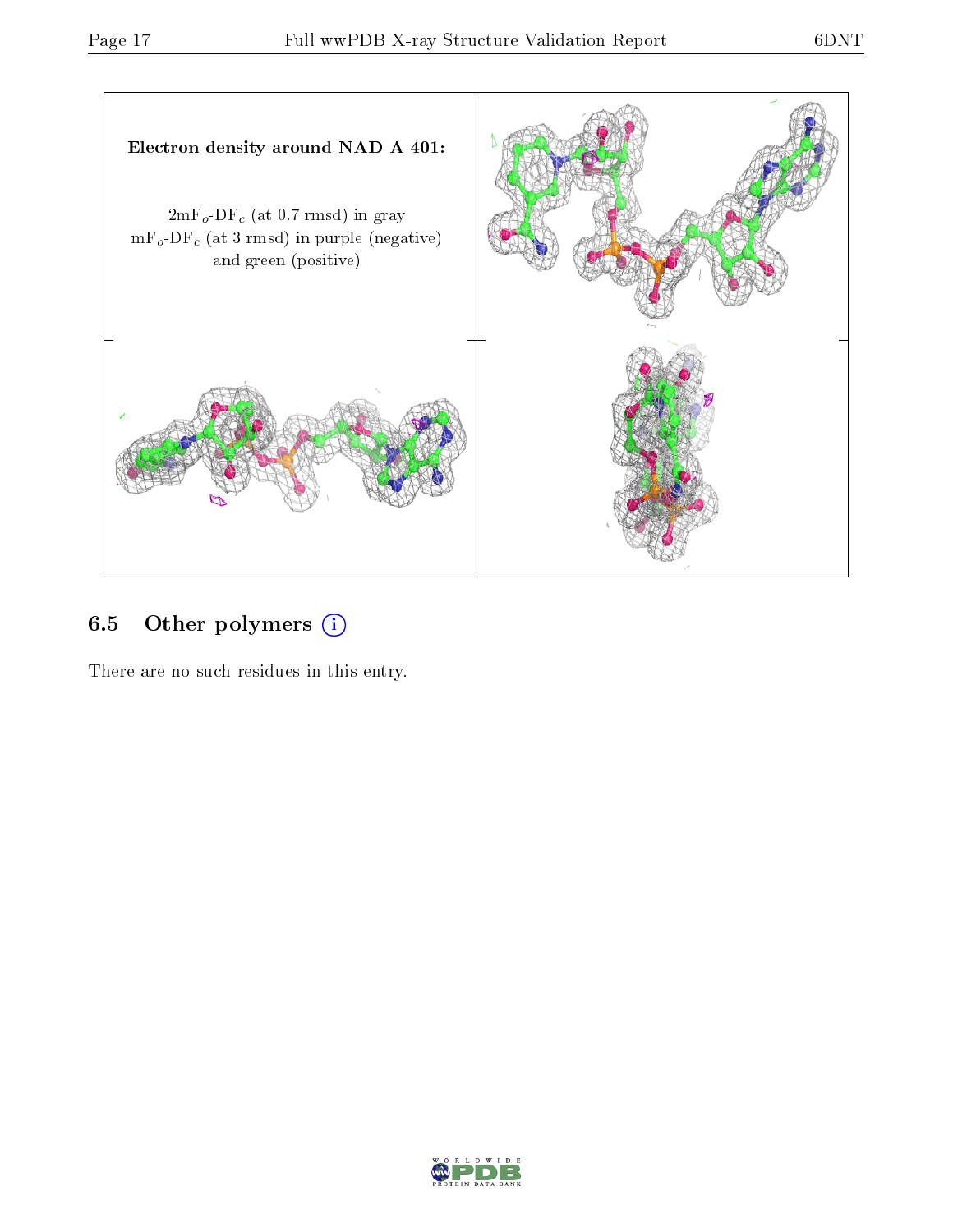**Electron density around NAD A 401:**

$2mF_o$-$DF_c$ (at 0.7 rmsd) in gray
$mF_o$-$DF_c$ (at 3 rmsd) in purple (negative)
and green (positive)

## 6.5 Other polymers (i)

There are no such residues in this entry.